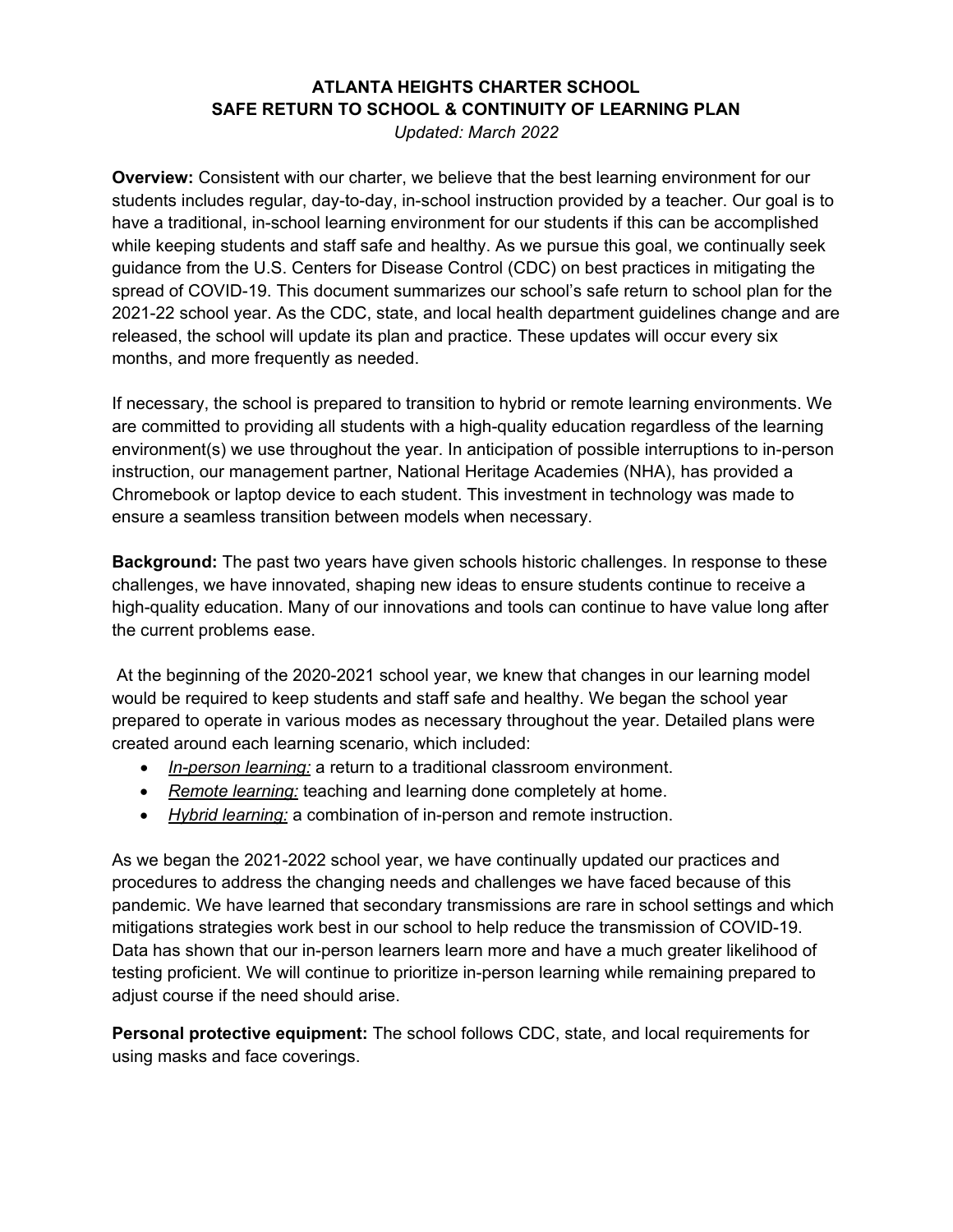# ATLANTA HEIGHTS CHARTER SCHOOL
# SAFE RETURN TO SCHOOL & CONTINUITY OF LEARNING PLAN

*Updated: March 2022*

**Overview:** Consistent with our charter, we believe that the best learning environment for our students includes regular, day-to-day, in-school instruction provided by a teacher. Our goal is to have a traditional, in-school learning environment for our students if this can be accomplished while keeping students and staff safe and healthy. As we pursue this goal, we continually seek guidance from the U.S. Centers for Disease Control (CDC) on best practices in mitigating the spread of COVID-19. This document summarizes our school's safe return to school plan for the 2021-22 school year. As the CDC, state, and local health department guidelines change and are released, the school will update its plan and practice. These updates will occur every six months, and more frequently as needed.

If necessary, the school is prepared to transition to hybrid or remote learning environments. We are committed to providing all students with a high-quality education regardless of the learning environment(s) we use throughout the year. In anticipation of possible interruptions to in-person instruction, our management partner, National Heritage Academies (NHA), has provided a Chromebook or laptop device to each student. This investment in technology was made to ensure a seamless transition between models when necessary.

**Background:** The past two years have given schools historic challenges. In response to these challenges, we have innovated, shaping new ideas to ensure students continue to receive a high-quality education. Many of our innovations and tools can continue to have value long after the current problems ease.

At the beginning of the 2020-2021 school year, we knew that changes in our learning model would be required to keep students and staff safe and healthy. We began the school year prepared to operate in various modes as necessary throughout the year. Detailed plans were created around each learning scenario, which included:

- *In-person learning:* a return to a traditional classroom environment.
- *Remote learning:* teaching and learning done completely at home.
- *Hybrid learning:* a combination of in-person and remote instruction.

As we began the 2021-2022 school year, we have continually updated our practices and procedures to address the changing needs and challenges we have faced because of this pandemic. We have learned that secondary transmissions are rare in school settings and which mitigations strategies work best in our school to help reduce the transmission of COVID-19. Data has shown that our in-person learners learn more and have a much greater likelihood of testing proficient. We will continue to prioritize in-person learning while remaining prepared to adjust course if the need should arise.

**Personal protective equipment:** The school follows CDC, state, and local requirements for using masks and face coverings.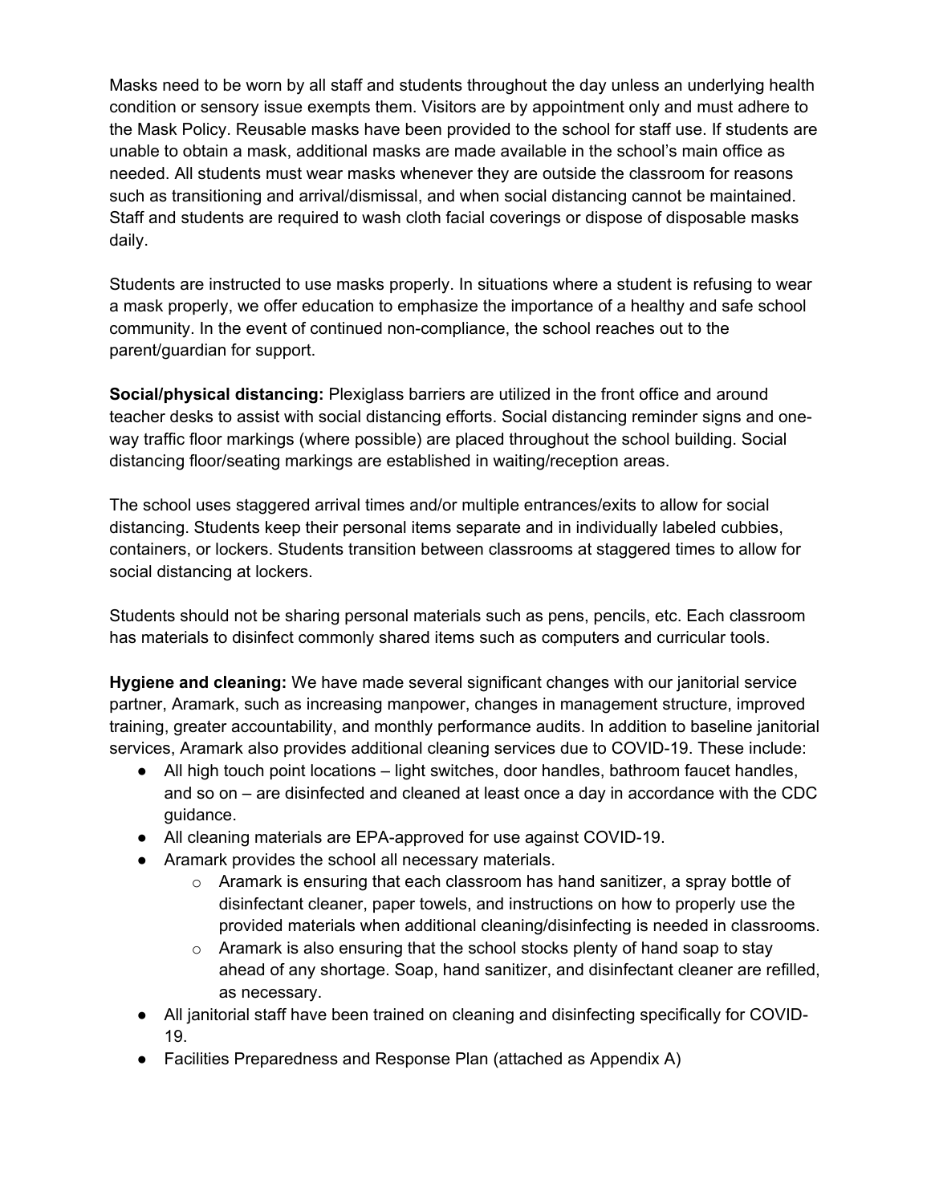Masks need to be worn by all staff and students throughout the day unless an underlying health condition or sensory issue exempts them. Visitors are by appointment only and must adhere to the Mask Policy. Reusable masks have been provided to the school for staff use. If students are unable to obtain a mask, additional masks are made available in the school's main office as needed. All students must wear masks whenever they are outside the classroom for reasons such as transitioning and arrival/dismissal, and when social distancing cannot be maintained. Staff and students are required to wash cloth facial coverings or dispose of disposable masks daily.

Students are instructed to use masks properly. In situations where a student is refusing to wear a mask properly, we offer education to emphasize the importance of a healthy and safe school community. In the event of continued non-compliance, the school reaches out to the parent/guardian for support.

**Social/physical distancing:** Plexiglass barriers are utilized in the front office and around teacher desks to assist with social distancing efforts. Social distancing reminder signs and one-way traffic floor markings (where possible) are placed throughout the school building. Social distancing floor/seating markings are established in waiting/reception areas.

The school uses staggered arrival times and/or multiple entrances/exits to allow for social distancing. Students keep their personal items separate and in individually labeled cubbies, containers, or lockers. Students transition between classrooms at staggered times to allow for social distancing at lockers.

Students should not be sharing personal materials such as pens, pencils, etc. Each classroom has materials to disinfect commonly shared items such as computers and curricular tools.

**Hygiene and cleaning:** We have made several significant changes with our janitorial service partner, Aramark, such as increasing manpower, changes in management structure, improved training, greater accountability, and monthly performance audits. In addition to baseline janitorial services, Aramark also provides additional cleaning services due to COVID-19. These include:

- All high touch point locations – light switches, door handles, bathroom faucet handles, and so on – are disinfected and cleaned at least once a day in accordance with the CDC guidance.
- All cleaning materials are EPA-approved for use against COVID-19.
- Aramark provides the school all necessary materials.
  - Aramark is ensuring that each classroom has hand sanitizer, a spray bottle of disinfectant cleaner, paper towels, and instructions on how to properly use the provided materials when additional cleaning/disinfecting is needed in classrooms.
  - Aramark is also ensuring that the school stocks plenty of hand soap to stay ahead of any shortage. Soap, hand sanitizer, and disinfectant cleaner are refilled, as necessary.
- All janitorial staff have been trained on cleaning and disinfecting specifically for COVID-19.
- Facilities Preparedness and Response Plan (attached as Appendix A)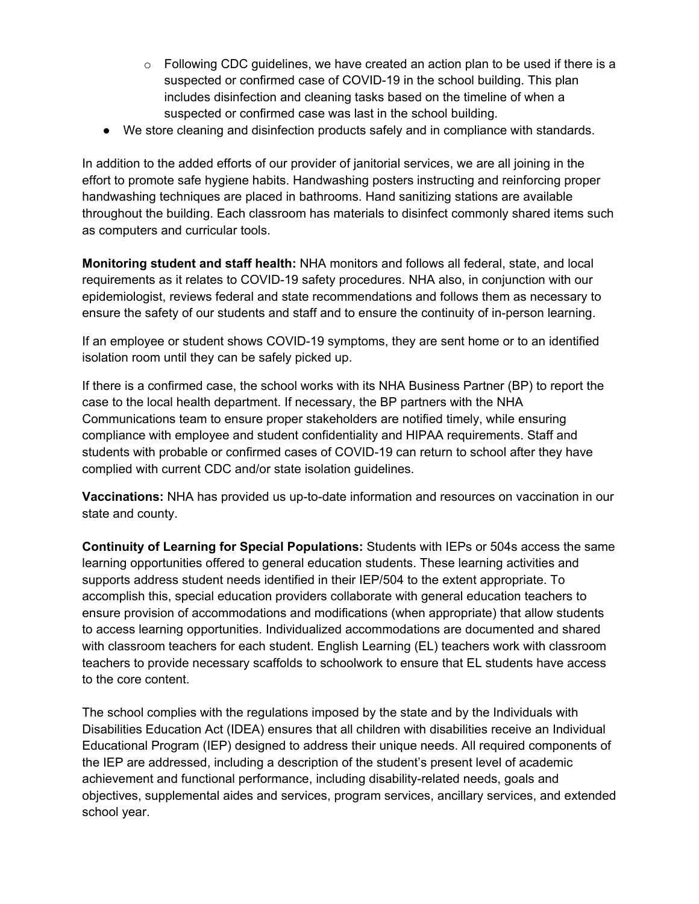- Following CDC guidelines, we have created an action plan to be used if there is a suspected or confirmed case of COVID-19 in the school building. This plan includes disinfection and cleaning tasks based on the timeline of when a suspected or confirmed case was last in the school building.
- We store cleaning and disinfection products safely and in compliance with standards.

In addition to the added efforts of our provider of janitorial services, we are all joining in the effort to promote safe hygiene habits. Handwashing posters instructing and reinforcing proper handwashing techniques are placed in bathrooms. Hand sanitizing stations are available throughout the building. Each classroom has materials to disinfect commonly shared items such as computers and curricular tools.

**Monitoring student and staff health:** NHA monitors and follows all federal, state, and local requirements as it relates to COVID-19 safety procedures. NHA also, in conjunction with our epidemiologist, reviews federal and state recommendations and follows them as necessary to ensure the safety of our students and staff and to ensure the continuity of in-person learning.

If an employee or student shows COVID-19 symptoms, they are sent home or to an identified isolation room until they can be safely picked up.

If there is a confirmed case, the school works with its NHA Business Partner (BP) to report the case to the local health department. If necessary, the BP partners with the NHA Communications team to ensure proper stakeholders are notified timely, while ensuring compliance with employee and student confidentiality and HIPAA requirements. Staff and students with probable or confirmed cases of COVID-19 can return to school after they have complied with current CDC and/or state isolation guidelines.

**Vaccinations:** NHA has provided us up-to-date information and resources on vaccination in our state and county.

**Continuity of Learning for Special Populations:** Students with IEPs or 504s access the same learning opportunities offered to general education students. These learning activities and supports address student needs identified in their IEP/504 to the extent appropriate. To accomplish this, special education providers collaborate with general education teachers to ensure provision of accommodations and modifications (when appropriate) that allow students to access learning opportunities. Individualized accommodations are documented and shared with classroom teachers for each student. English Learning (EL) teachers work with classroom teachers to provide necessary scaffolds to schoolwork to ensure that EL students have access to the core content.

The school complies with the regulations imposed by the state and by the Individuals with Disabilities Education Act (IDEA) ensures that all children with disabilities receive an Individual Educational Program (IEP) designed to address their unique needs. All required components of the IEP are addressed, including a description of the student's present level of academic achievement and functional performance, including disability-related needs, goals and objectives, supplemental aides and services, program services, ancillary services, and extended school year.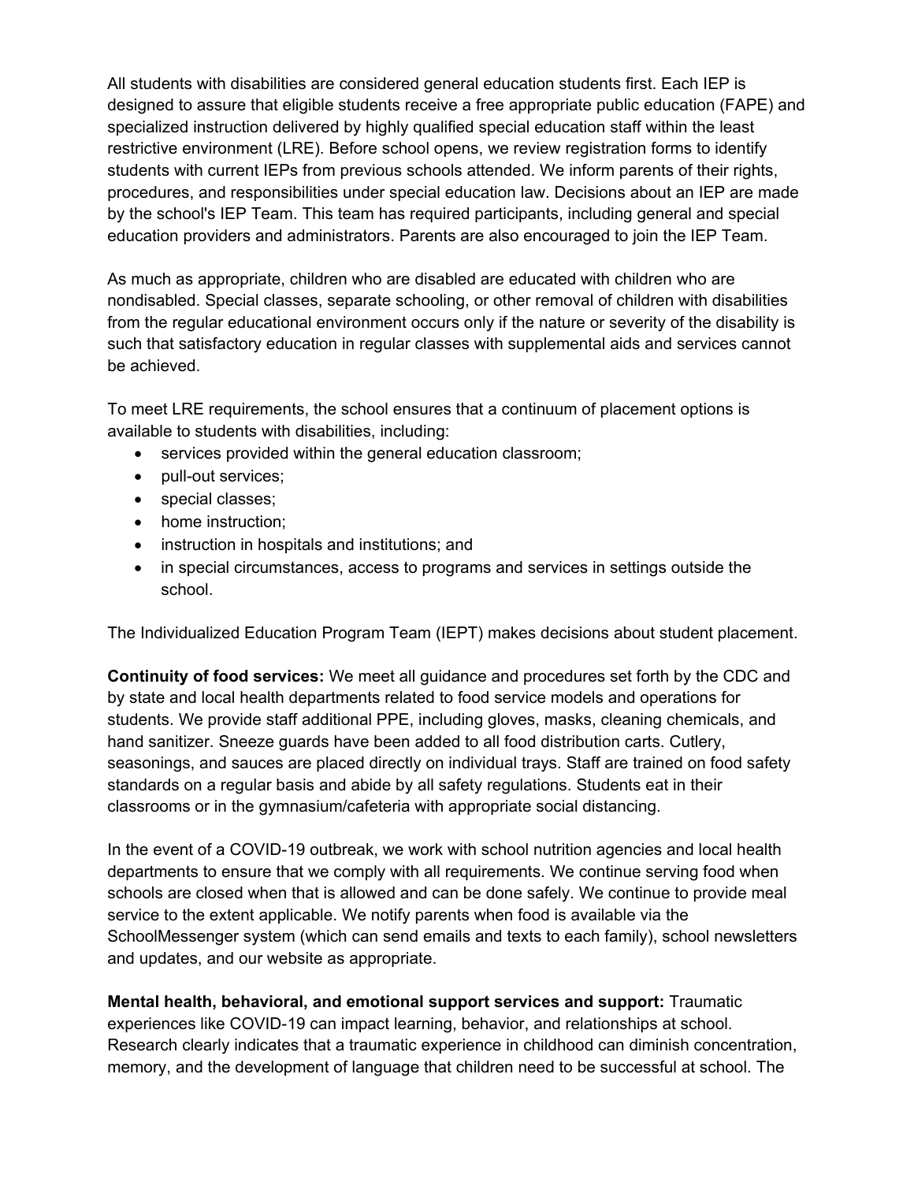All students with disabilities are considered general education students first. Each IEP is designed to assure that eligible students receive a free appropriate public education (FAPE) and specialized instruction delivered by highly qualified special education staff within the least restrictive environment (LRE). Before school opens, we review registration forms to identify students with current IEPs from previous schools attended. We inform parents of their rights, procedures, and responsibilities under special education law. Decisions about an IEP are made by the school's IEP Team. This team has required participants, including general and special education providers and administrators. Parents are also encouraged to join the IEP Team.

As much as appropriate, children who are disabled are educated with children who are nondisabled. Special classes, separate schooling, or other removal of children with disabilities from the regular educational environment occurs only if the nature or severity of the disability is such that satisfactory education in regular classes with supplemental aids and services cannot be achieved.

To meet LRE requirements, the school ensures that a continuum of placement options is available to students with disabilities, including:

- services provided within the general education classroom;
- pull-out services;
- special classes;
- home instruction;
- instruction in hospitals and institutions; and
- in special circumstances, access to programs and services in settings outside the school.

The Individualized Education Program Team (IEPT) makes decisions about student placement.

**Continuity of food services:** We meet all guidance and procedures set forth by the CDC and by state and local health departments related to food service models and operations for students. We provide staff additional PPE, including gloves, masks, cleaning chemicals, and hand sanitizer. Sneeze guards have been added to all food distribution carts. Cutlery, seasonings, and sauces are placed directly on individual trays. Staff are trained on food safety standards on a regular basis and abide by all safety regulations. Students eat in their classrooms or in the gymnasium/cafeteria with appropriate social distancing.

In the event of a COVID-19 outbreak, we work with school nutrition agencies and local health departments to ensure that we comply with all requirements. We continue serving food when schools are closed when that is allowed and can be done safely. We continue to provide meal service to the extent applicable. We notify parents when food is available via the SchoolMessenger system (which can send emails and texts to each family), school newsletters and updates, and our website as appropriate.

**Mental health, behavioral, and emotional support services and support:** Traumatic experiences like COVID-19 can impact learning, behavior, and relationships at school. Research clearly indicates that a traumatic experience in childhood can diminish concentration, memory, and the development of language that children need to be successful at school. The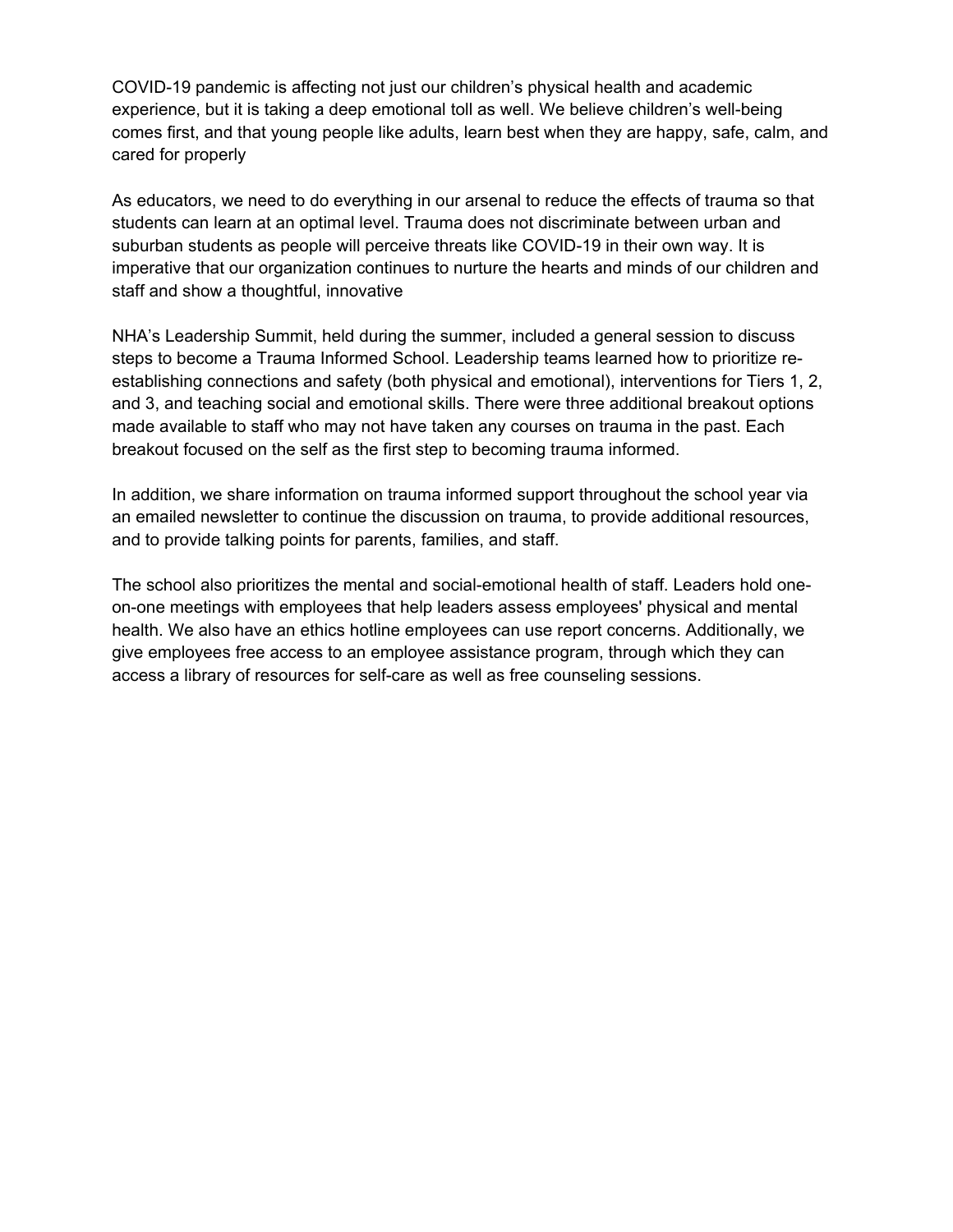COVID-19 pandemic is affecting not just our children's physical health and academic experience, but it is taking a deep emotional toll as well. We believe children's well-being comes first, and that young people like adults, learn best when they are happy, safe, calm, and cared for properly

As educators, we need to do everything in our arsenal to reduce the effects of trauma so that students can learn at an optimal level. Trauma does not discriminate between urban and suburban students as people will perceive threats like COVID-19 in their own way. It is imperative that our organization continues to nurture the hearts and minds of our children and staff and show a thoughtful, innovative

NHA's Leadership Summit, held during the summer, included a general session to discuss steps to become a Trauma Informed School. Leadership teams learned how to prioritize re-establishing connections and safety (both physical and emotional), interventions for Tiers 1, 2, and 3, and teaching social and emotional skills. There were three additional breakout options made available to staff who may not have taken any courses on trauma in the past. Each breakout focused on the self as the first step to becoming trauma informed.

In addition, we share information on trauma informed support throughout the school year via an emailed newsletter to continue the discussion on trauma, to provide additional resources, and to provide talking points for parents, families, and staff.

The school also prioritizes the mental and social-emotional health of staff. Leaders hold one-on-one meetings with employees that help leaders assess employees' physical and mental health. We also have an ethics hotline employees can use report concerns. Additionally, we give employees free access to an employee assistance program, through which they can access a library of resources for self-care as well as free counseling sessions.